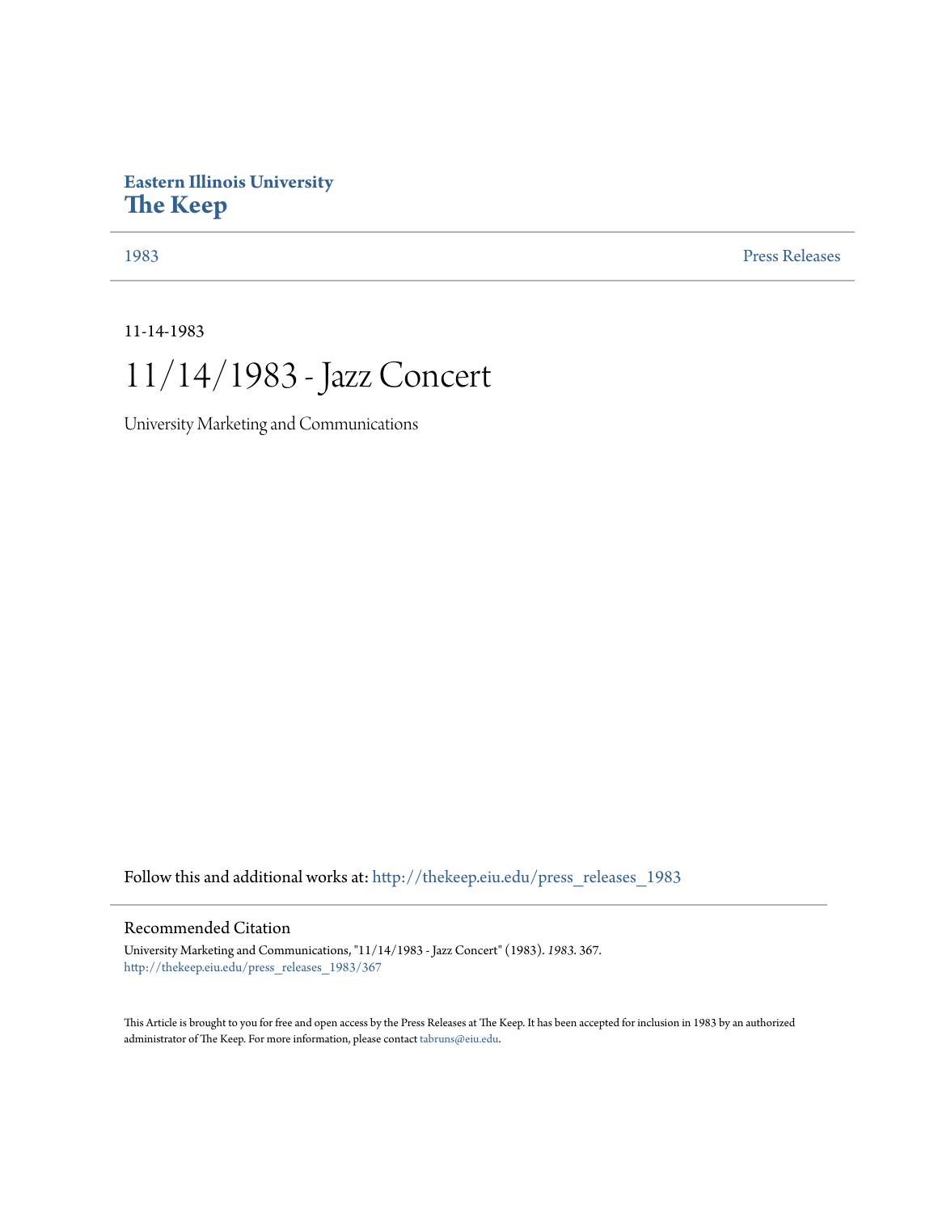**Eastern Illinois University**
**The Keep**

1983 | Press Releases

11-14-1983

# 11/14/1983 - Jazz Concert

University Marketing and Communications

Follow this and additional works at: http://thekeep.eiu.edu/press_releases_1983

## Recommended Citation

University Marketing and Communications, "11/14/1983 - Jazz Concert" (1983). *1983*. 367.
http://thekeep.eiu.edu/press_releases_1983/367

This Article is brought to you for free and open access by the Press Releases at The Keep. It has been accepted for inclusion in 1983 by an authorized administrator of The Keep. For more information, please contact tabruns@eiu.edu.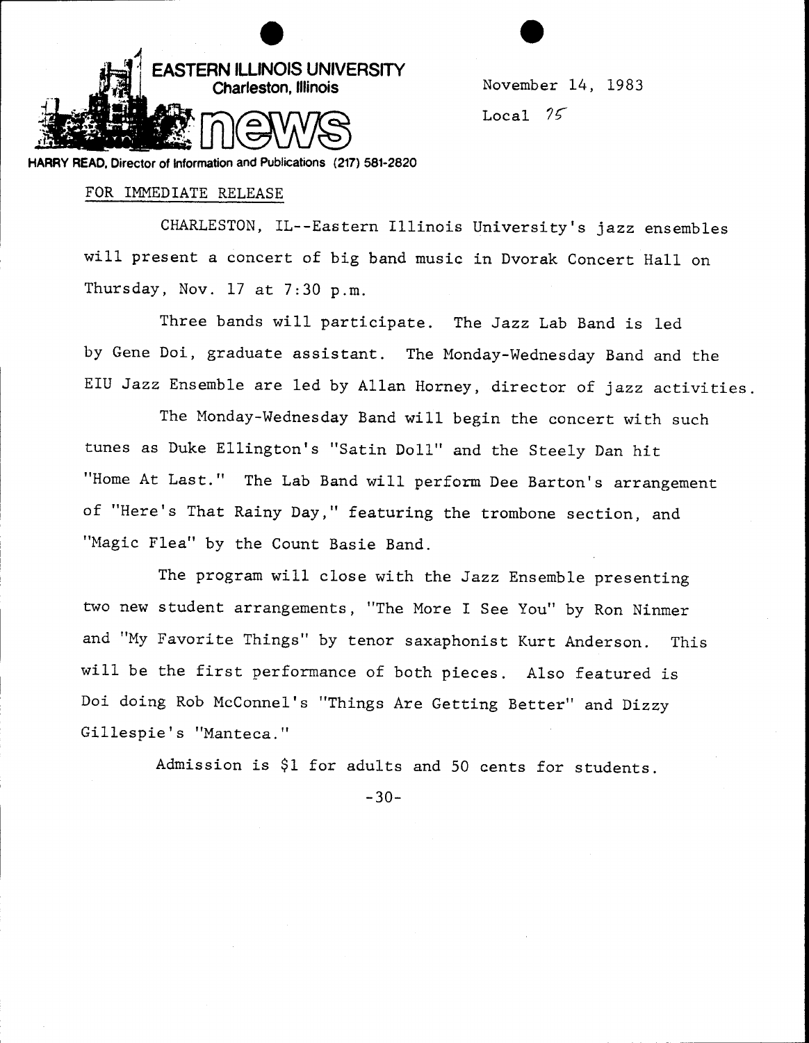**EASTERN ILLINOIS UNIVERSITY**
**Charleston, Illinois**

# news

**HARRY READ, Director of Information and Publications (217) 581-2820**

November 14, 1983

Local 75

FOR IMMEDIATE RELEASE

CHARLESTON, IL--Eastern Illinois University's jazz ensembles will present a concert of big band music in Dvorak Concert Hall on Thursday, Nov. 17 at 7:30 p.m.

Three bands will participate. The Jazz Lab Band is led by Gene Doi, graduate assistant. The Monday-Wednesday Band and the EIU Jazz Ensemble are led by Allan Horney, director of jazz activities.

The Monday-Wednesday Band will begin the concert with such tunes as Duke Ellington's "Satin Doll" and the Steely Dan hit "Home At Last." The Lab Band will perform Dee Barton's arrangement of "Here's That Rainy Day," featuring the trombone section, and "Magic Flea" by the Count Basie Band.

The program will close with the Jazz Ensemble presenting two new student arrangements, "The More I See You" by Ron Ninmer and "My Favorite Things" by tenor saxaphonist Kurt Anderson. This will be the first performance of both pieces. Also featured is Doi doing Rob McConnel's "Things Are Getting Better" and Dizzy Gillespie's "Manteca."

Admission is $1 for adults and 50 cents for students.

-30-